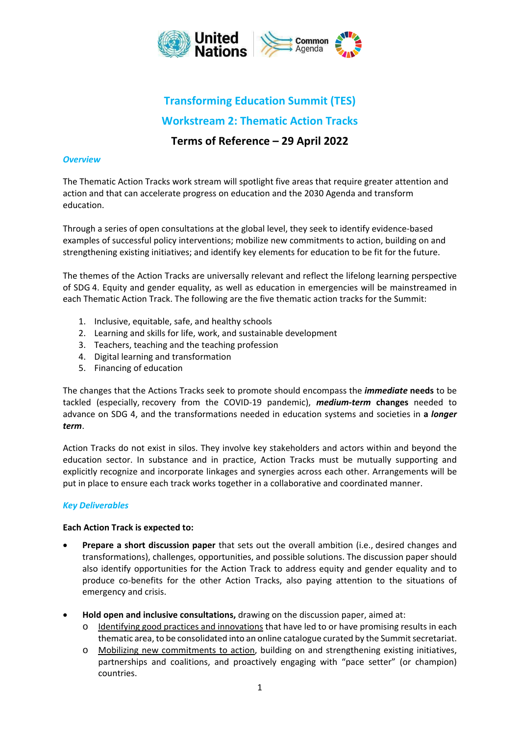# Transforming Education Summit (TES)

## Workstream 2: Thematic Action Tracks

### Terms of Reference – 29 April 2022

***Overview***

The Thematic Action Tracks work stream will spotlight five areas that require greater attention and action and that can accelerate progress on education and the 2030 Agenda and transform education.

Through a series of open consultations at the global level, they seek to identify evidence-based examples of successful policy interventions; mobilize new commitments to action, building on and strengthening existing initiatives; and identify key elements for education to be fit for the future.

The themes of the Action Tracks are universally relevant and reflect the lifelong learning perspective of SDG 4. Equity and gender equality, as well as education in emergencies will be mainstreamed in each Thematic Action Track. The following are the five thematic action tracks for the Summit:

1. Inclusive, equitable, safe, and healthy schools
2. Learning and skills for life, work, and sustainable development
3. Teachers, teaching and the teaching profession
4. Digital learning and transformation
5. Financing of education

The changes that the Actions Tracks seek to promote should encompass the ***immediate* needs** to be tackled (especially, recovery from the COVID-19 pandemic), ***medium-term* changes** needed to advance on SDG 4, and the transformations needed in education systems and societies in **a *longer term***.

Action Tracks do not exist in silos. They involve key stakeholders and actors within and beyond the education sector. In substance and in practice, Action Tracks must be mutually supporting and explicitly recognize and incorporate linkages and synergies across each other. Arrangements will be put in place to ensure each track works together in a collaborative and coordinated manner.

***Key Deliverables***

**Each Action Track is expected to:**

- **Prepare a short discussion paper** that sets out the overall ambition (i.e., desired changes and transformations), challenges, opportunities, and possible solutions. The discussion paper should also identify opportunities for the Action Track to address equity and gender equality and to produce co-benefits for the other Action Tracks, also paying attention to the situations of emergency and crisis.

- **Hold open and inclusive consultations,** drawing on the discussion paper, aimed at:
  - <u>Identifying good practices and innovations</u> that have led to or have promising results in each thematic area, to be consolidated into an online catalogue curated by the Summit secretariat.
  - <u>Mobilizing new commitments to action</u>, building on and strengthening existing initiatives, partnerships and coalitions, and proactively engaging with "pace setter" (or champion) countries.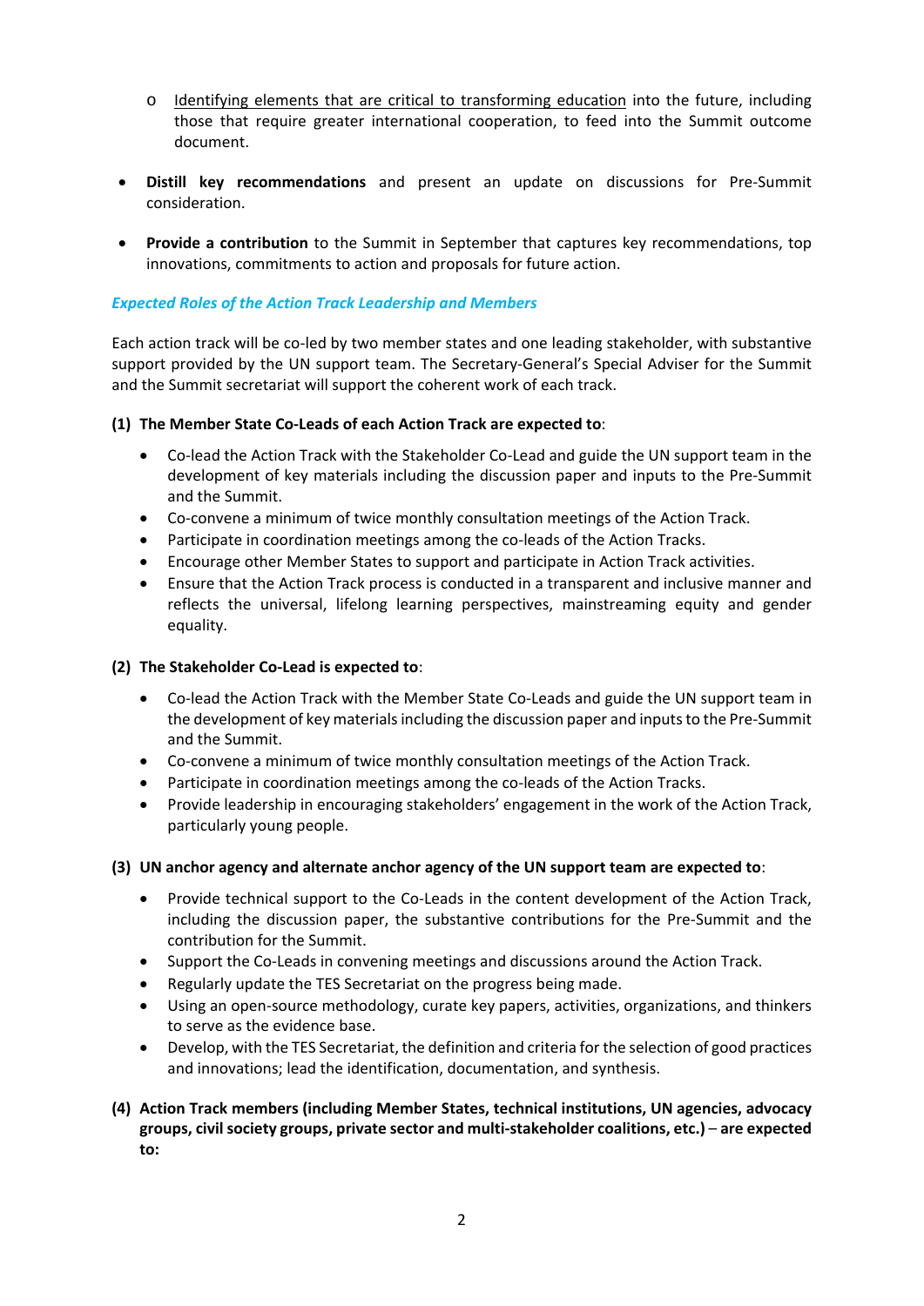- <u>Identifying elements that are critical to transforming education</u> into the future, including those that require greater international cooperation, to feed into the Summit outcome document.

- **Distill key recommendations** and present an update on discussions for Pre-Summit consideration.

- **Provide a contribution** to the Summit in September that captures key recommendations, top innovations, commitments to action and proposals for future action.

***Expected Roles of the Action Track Leadership and Members***

Each action track will be co-led by two member states and one leading stakeholder, with substantive support provided by the UN support team. The Secretary-General's Special Adviser for the Summit and the Summit secretariat will support the coherent work of each track.

**(1) The Member State Co-Leads of each Action Track are expected to**:

- Co-lead the Action Track with the Stakeholder Co-Lead and guide the UN support team in the development of key materials including the discussion paper and inputs to the Pre-Summit and the Summit.
- Co-convene a minimum of twice monthly consultation meetings of the Action Track.
- Participate in coordination meetings among the co-leads of the Action Tracks.
- Encourage other Member States to support and participate in Action Track activities.
- Ensure that the Action Track process is conducted in a transparent and inclusive manner and reflects the universal, lifelong learning perspectives, mainstreaming equity and gender equality.

**(2) The Stakeholder Co-Lead is expected to**:

- Co-lead the Action Track with the Member State Co-Leads and guide the UN support team in the development of key materials including the discussion paper and inputs to the Pre-Summit and the Summit.
- Co-convene a minimum of twice monthly consultation meetings of the Action Track.
- Participate in coordination meetings among the co-leads of the Action Tracks.
- Provide leadership in encouraging stakeholders' engagement in the work of the Action Track, particularly young people.

**(3) UN anchor agency and alternate anchor agency of the UN support team are expected to**:

- Provide technical support to the Co-Leads in the content development of the Action Track, including the discussion paper, the substantive contributions for the Pre-Summit and the contribution for the Summit.
- Support the Co-Leads in convening meetings and discussions around the Action Track.
- Regularly update the TES Secretariat on the progress being made.
- Using an open-source methodology, curate key papers, activities, organizations, and thinkers to serve as the evidence base.
- Develop, with the TES Secretariat, the definition and criteria for the selection of good practices and innovations; lead the identification, documentation, and synthesis.

**(4) Action Track members (including Member States, technical institutions, UN agencies, advocacy groups, civil society groups, private sector and multi-stakeholder coalitions, etc.) – are expected to:**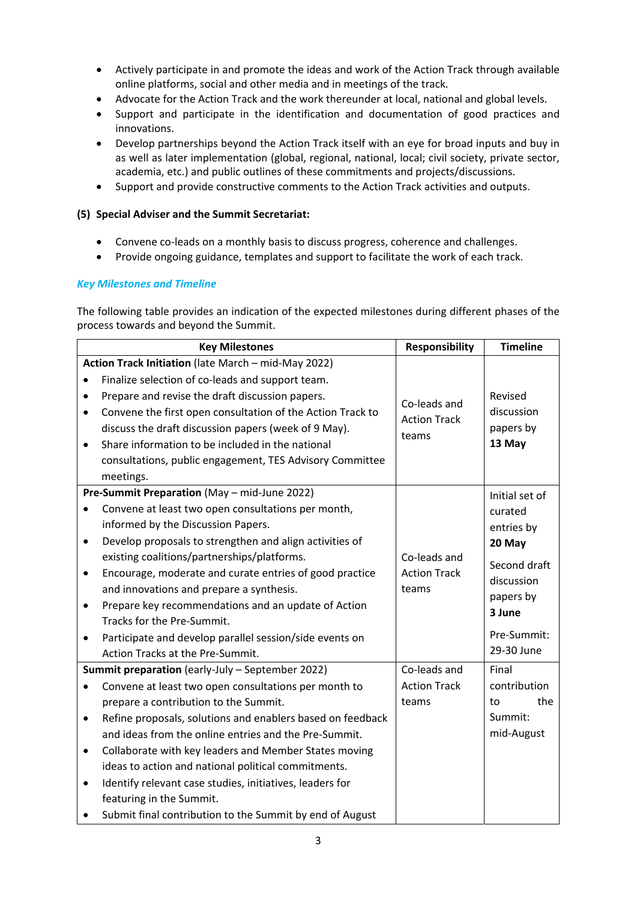- Actively participate in and promote the ideas and work of the Action Track through available online platforms, social and other media and in meetings of the track.
- Advocate for the Action Track and the work thereunder at local, national and global levels.
- Support and participate in the identification and documentation of good practices and innovations.
- Develop partnerships beyond the Action Track itself with an eye for broad inputs and buy in as well as later implementation (global, regional, national, local; civil society, private sector, academia, etc.) and public outlines of these commitments and projects/discussions.
- Support and provide constructive comments to the Action Track activities and outputs.

**(5) Special Adviser and the Summit Secretariat:**

- Convene co-leads on a monthly basis to discuss progress, coherence and challenges.
- Provide ongoing guidance, templates and support to facilitate the work of each track.

***Key Milestones and Timeline***

The following table provides an indication of the expected milestones during different phases of the process towards and beyond the Summit.

| Key Milestones | Responsibility | Timeline |
|---|---|---|
| **Action Track Initiation** (late March – mid-May 2022)<br>• Finalize selection of co-leads and support team.<br>• Prepare and revise the draft discussion papers.<br>• Convene the first open consultation of the Action Track to discuss the draft discussion papers (week of 9 May).<br>• Share information to be included in the national consultations, public engagement, TES Advisory Committee meetings. | Co-leads and Action Track teams | Revised discussion papers by **13 May** |
| **Pre-Summit Preparation** (May – mid-June 2022)<br>• Convene at least two open consultations per month, informed by the Discussion Papers.<br>• Develop proposals to strengthen and align activities of existing coalitions/partnerships/platforms.<br>• Encourage, moderate and curate entries of good practice and innovations and prepare a synthesis.<br>• Prepare key recommendations and an update of Action Tracks for the Pre-Summit.<br>• Participate and develop parallel session/side events on Action Tracks at the Pre-Summit. | Co-leads and Action Track teams | Initial set of curated entries by **20 May**<br>Second draft discussion papers by **3 June**<br>Pre-Summit: 29-30 June |
| **Summit preparation** (early-July – September 2022)<br>• Convene at least two open consultations per month to prepare a contribution to the Summit.<br>• Refine proposals, solutions and enablers based on feedback and ideas from the online entries and the Pre-Summit.<br>• Collaborate with key leaders and Member States moving ideas to action and national political commitments.<br>• Identify relevant case studies, initiatives, leaders for featuring in the Summit.<br>• Submit final contribution to the Summit by end of August | Co-leads and Action Track teams | Final contribution to the Summit: mid-August |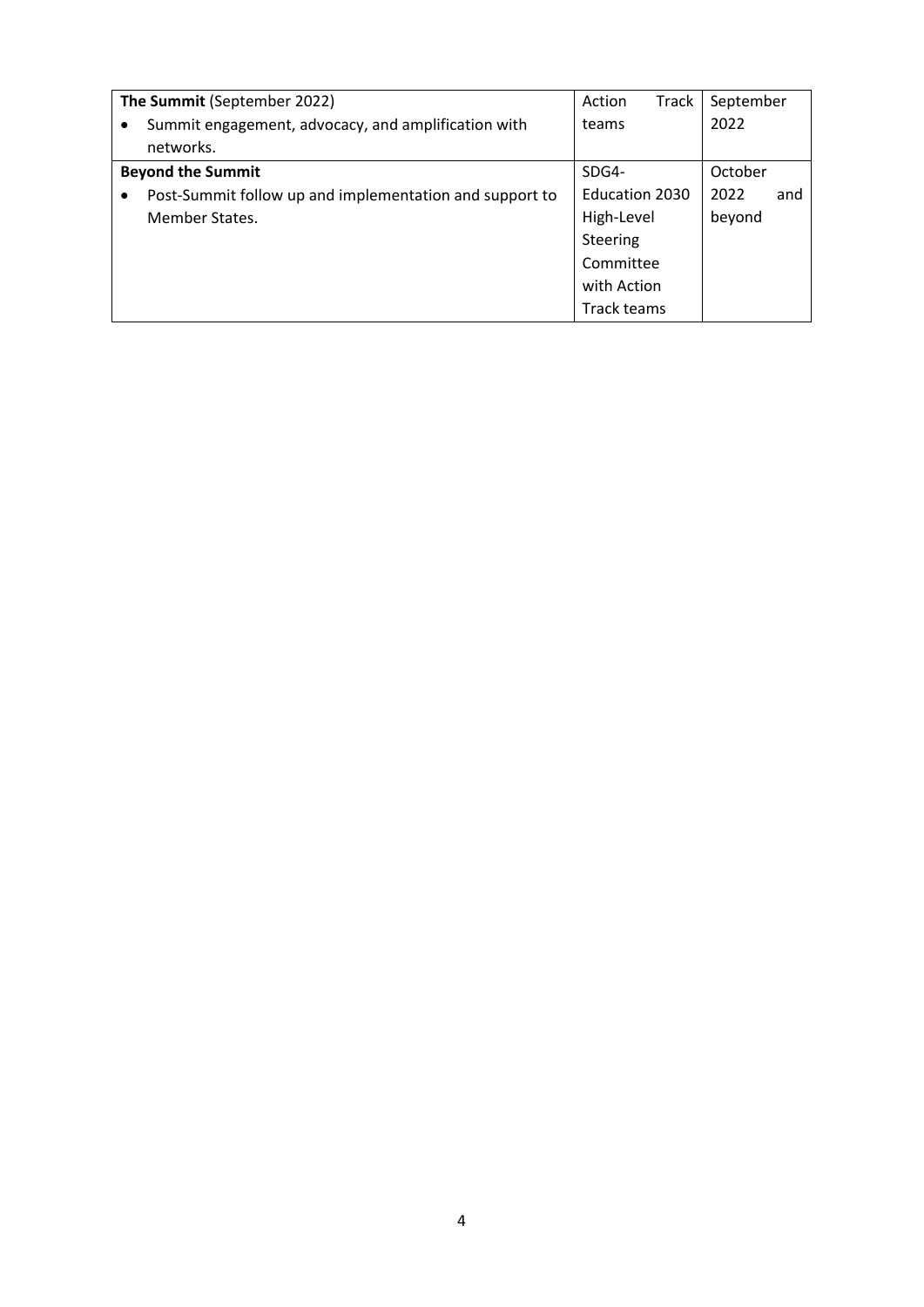| | | |
|---|---|---|
| **The Summit** (September 2022)<br>• Summit engagement, advocacy, and amplification with networks. | Action Track teams | September 2022 |
| **Beyond the Summit**<br>• Post-Summit follow up and implementation and support to Member States. | SDG4-Education 2030 High-Level Steering Committee with Action Track teams | October 2022 and beyond |